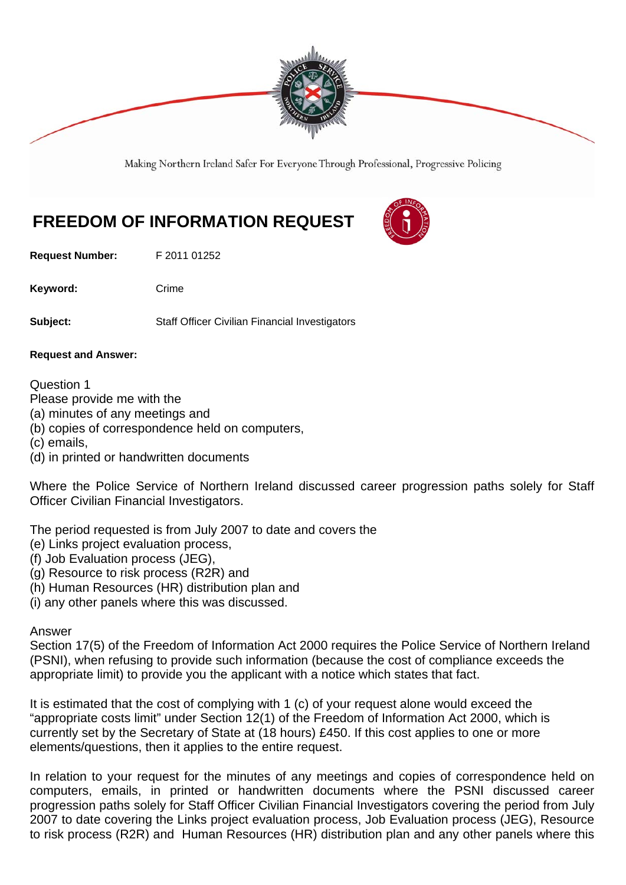Making Northern Ireland Safer For Everyone Through Professional, Progressive Policing

# FREEDOM OF INFORMATION REQUEST

**Request Number:** F 2011 01252

**Keyword:** Crime

**Subject:** Staff Officer Civilian Financial Investigators

**Request and Answer:**

Question 1
Please provide me with the
(a) minutes of any meetings and
(b) copies of correspondence held on computers,
(c) emails,
(d) in printed or handwritten documents

Where the Police Service of Northern Ireland discussed career progression paths solely for Staff Officer Civilian Financial Investigators.

The period requested is from July 2007 to date and covers the
(e) Links project evaluation process,
(f) Job Evaluation process (JEG),
(g) Resource to risk process (R2R) and
(h) Human Resources (HR) distribution plan and
(i) any other panels where this was discussed.

Answer
Section 17(5) of the Freedom of Information Act 2000 requires the Police Service of Northern Ireland (PSNI), when refusing to provide such information (because the cost of compliance exceeds the appropriate limit) to provide you the applicant with a notice which states that fact.

It is estimated that the cost of complying with 1 (c) of your request alone would exceed the "appropriate costs limit" under Section 12(1) of the Freedom of Information Act 2000, which is currently set by the Secretary of State at (18 hours) £450. If this cost applies to one or more elements/questions, then it applies to the entire request.

In relation to your request for the minutes of any meetings and copies of correspondence held on computers, emails, in printed or handwritten documents where the PSNI discussed career progression paths solely for Staff Officer Civilian Financial Investigators covering the period from July 2007 to date covering the Links project evaluation process, Job Evaluation process (JEG), Resource to risk process (R2R) and Human Resources (HR) distribution plan and any other panels where this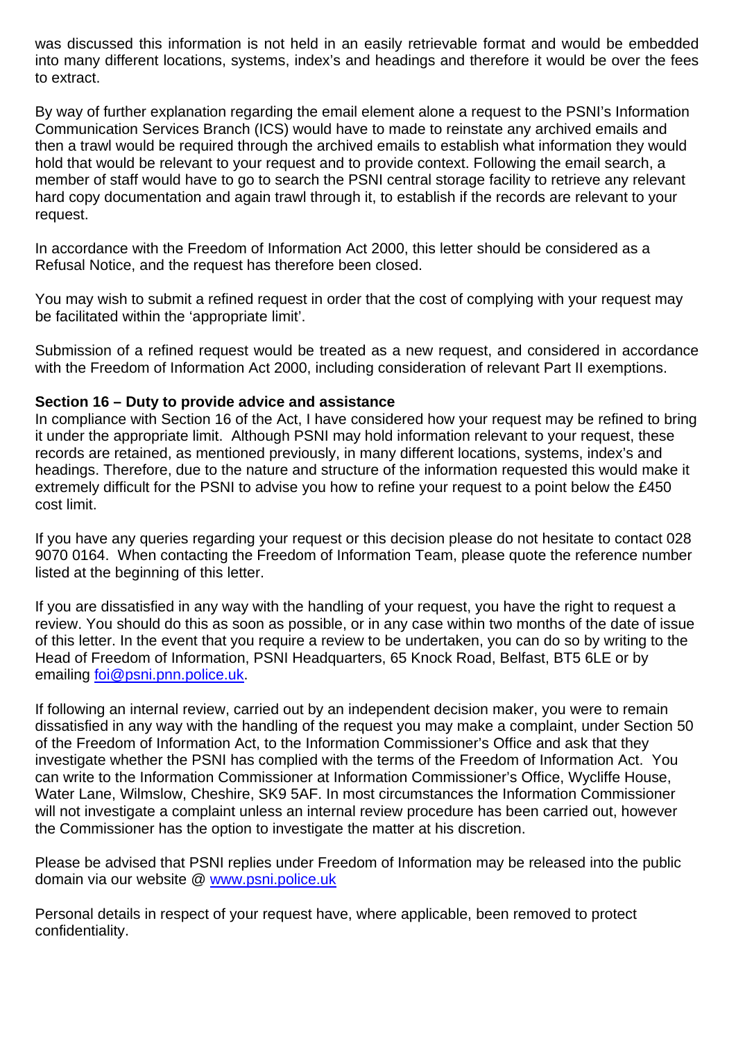was discussed this information is not held in an easily retrievable format and would be embedded into many different locations, systems, index's and headings and therefore it would be over the fees to extract.

By way of further explanation regarding the email element alone a request to the PSNI's Information Communication Services Branch (ICS) would have to made to reinstate any archived emails and then a trawl would be required through the archived emails to establish what information they would hold that would be relevant to your request and to provide context. Following the email search, a member of staff would have to go to search the PSNI central storage facility to retrieve any relevant hard copy documentation and again trawl through it, to establish if the records are relevant to your request.

In accordance with the Freedom of Information Act 2000, this letter should be considered as a Refusal Notice, and the request has therefore been closed.

You may wish to submit a refined request in order that the cost of complying with your request may be facilitated within the 'appropriate limit'.

Submission of a refined request would be treated as a new request, and considered in accordance with the Freedom of Information Act 2000, including consideration of relevant Part II exemptions.

**Section 16 – Duty to provide advice and assistance**
In compliance with Section 16 of the Act, I have considered how your request may be refined to bring it under the appropriate limit. Although PSNI may hold information relevant to your request, these records are retained, as mentioned previously, in many different locations, systems, index's and headings. Therefore, due to the nature and structure of the information requested this would make it extremely difficult for the PSNI to advise you how to refine your request to a point below the £450 cost limit.

If you have any queries regarding your request or this decision please do not hesitate to contact 028 9070 0164. When contacting the Freedom of Information Team, please quote the reference number listed at the beginning of this letter.

If you are dissatisfied in any way with the handling of your request, you have the right to request a review. You should do this as soon as possible, or in any case within two months of the date of issue of this letter. In the event that you require a review to be undertaken, you can do so by writing to the Head of Freedom of Information, PSNI Headquarters, 65 Knock Road, Belfast, BT5 6LE or by emailing foi@psni.pnn.police.uk.

If following an internal review, carried out by an independent decision maker, you were to remain dissatisfied in any way with the handling of the request you may make a complaint, under Section 50 of the Freedom of Information Act, to the Information Commissioner's Office and ask that they investigate whether the PSNI has complied with the terms of the Freedom of Information Act. You can write to the Information Commissioner at Information Commissioner's Office, Wycliffe House, Water Lane, Wilmslow, Cheshire, SK9 5AF. In most circumstances the Information Commissioner will not investigate a complaint unless an internal review procedure has been carried out, however the Commissioner has the option to investigate the matter at his discretion.

Please be advised that PSNI replies under Freedom of Information may be released into the public domain via our website @ www.psni.police.uk

Personal details in respect of your request have, where applicable, been removed to protect confidentiality.